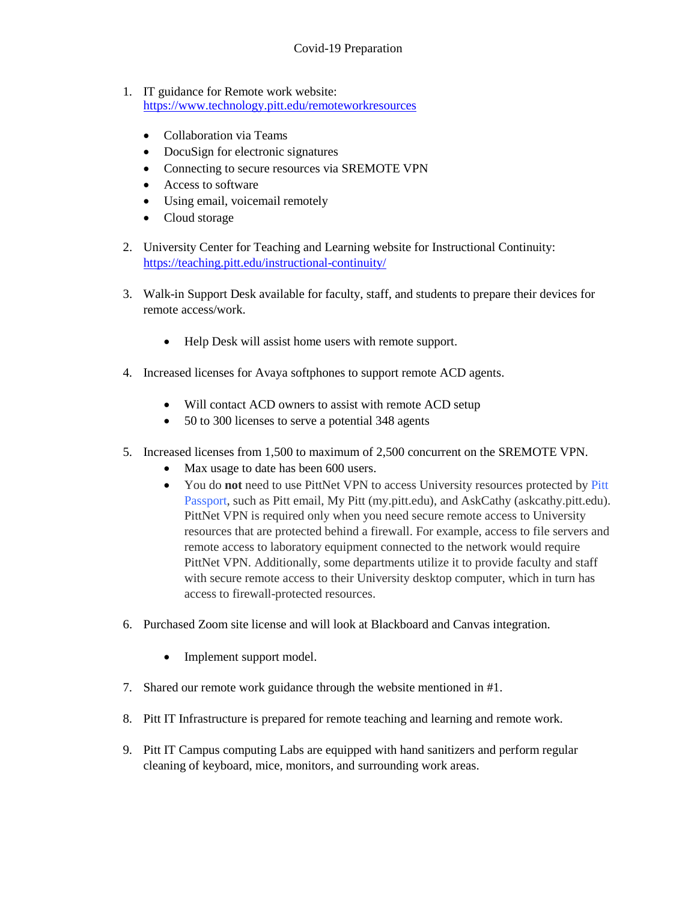# Covid-19 Preparation

1. IT guidance for Remote work website: https://www.technology.pitt.edu/remoteworkresources

   - Collaboration via Teams
   - DocuSign for electronic signatures
   - Connecting to secure resources via SREMOTE VPN
   - Access to software
   - Using email, voicemail remotely
   - Cloud storage

2. University Center for Teaching and Learning website for Instructional Continuity: https://teaching.pitt.edu/instructional-continuity/

3. Walk-in Support Desk available for faculty, staff, and students to prepare their devices for remote access/work.

   - Help Desk will assist home users with remote support.

4. Increased licenses for Avaya softphones to support remote ACD agents.

   - Will contact ACD owners to assist with remote ACD setup
   - 50 to 300 licenses to serve a potential 348 agents

5. Increased licenses from 1,500 to maximum of 2,500 concurrent on the SREMOTE VPN.
   - Max usage to date has been 600 users.
   - You do **not** need to use PittNet VPN to access University resources protected by Pitt Passport, such as Pitt email, My Pitt (my.pitt.edu), and AskCathy (askcathy.pitt.edu). PittNet VPN is required only when you need secure remote access to University resources that are protected behind a firewall. For example, access to file servers and remote access to laboratory equipment connected to the network would require PittNet VPN. Additionally, some departments utilize it to provide faculty and staff with secure remote access to their University desktop computer, which in turn has access to firewall-protected resources.

6. Purchased Zoom site license and will look at Blackboard and Canvas integration.

   - Implement support model.

7. Shared our remote work guidance through the website mentioned in #1.

8. Pitt IT Infrastructure is prepared for remote teaching and learning and remote work.

9. Pitt IT Campus computing Labs are equipped with hand sanitizers and perform regular cleaning of keyboard, mice, monitors, and surrounding work areas.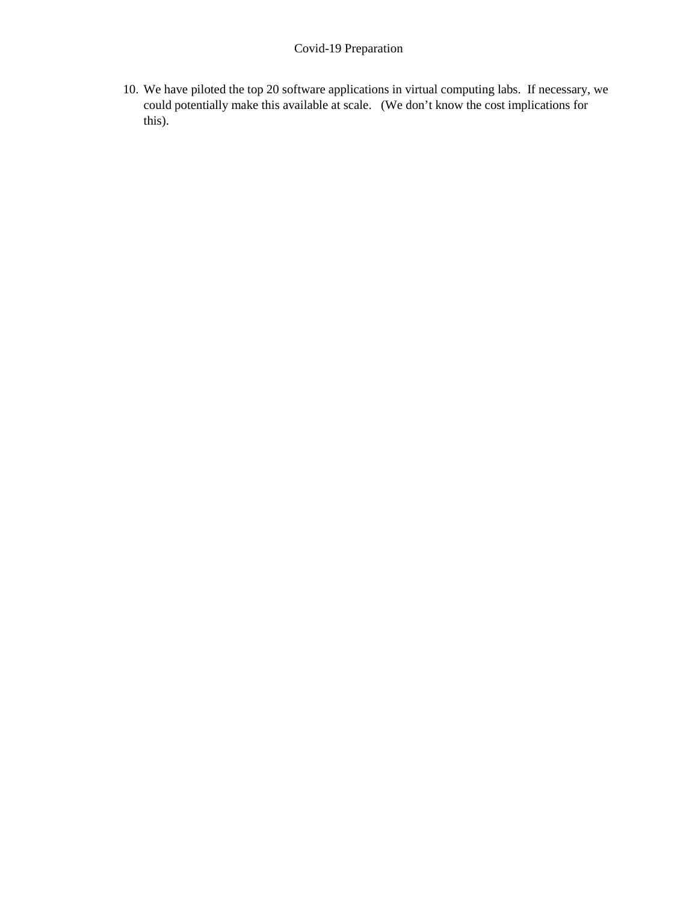10. We have piloted the top 20 software applications in virtual computing labs. If necessary, we could potentially make this available at scale. (We don't know the cost implications for this).